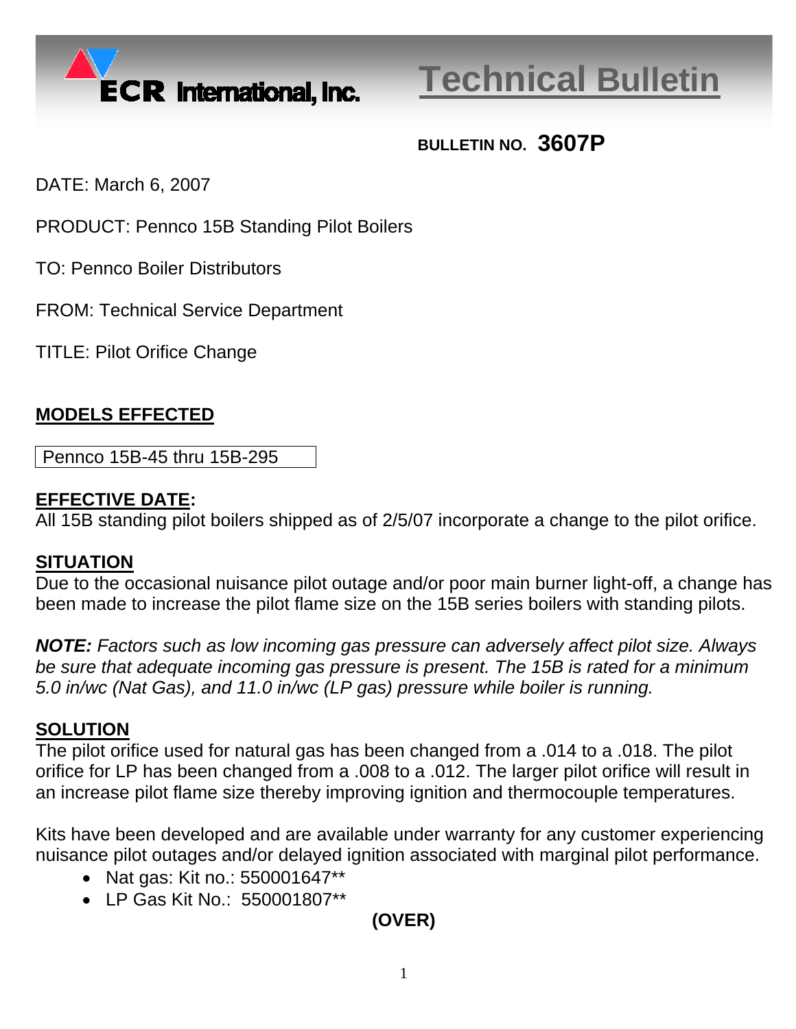ECR International, Inc.

# Technical Bulletin

**BULLETIN NO. 3607P**

DATE: March 6, 2007

PRODUCT: Pennco 15B Standing Pilot Boilers

TO: Pennco Boiler Distributors

FROM: Technical Service Department

TITLE: Pilot Orifice Change

## MODELS EFFECTED

| Pennco 15B-45 thru 15B-295 |
|---|

## EFFECTIVE DATE:

All 15B standing pilot boilers shipped as of 2/5/07 incorporate a change to the pilot orifice.

## SITUATION

Due to the occasional nuisance pilot outage and/or poor main burner light-off, a change has been made to increase the pilot flame size on the 15B series boilers with standing pilots.

***NOTE:*** *Factors such as low incoming gas pressure can adversely affect pilot size. Always be sure that adequate incoming gas pressure is present. The 15B is rated for a minimum 5.0 in/wc (Nat Gas), and 11.0 in/wc (LP gas) pressure while boiler is running.*

## SOLUTION

The pilot orifice used for natural gas has been changed from a .014 to a .018. The pilot orifice for LP has been changed from a .008 to a .012. The larger pilot orifice will result in an increase pilot flame size thereby improving ignition and thermocouple temperatures.

Kits have been developed and are available under warranty for any customer experiencing nuisance pilot outages and/or delayed ignition associated with marginal pilot performance.

- Nat gas: Kit no.: 550001647**
- LP Gas Kit No.: 550001807**

**(OVER)**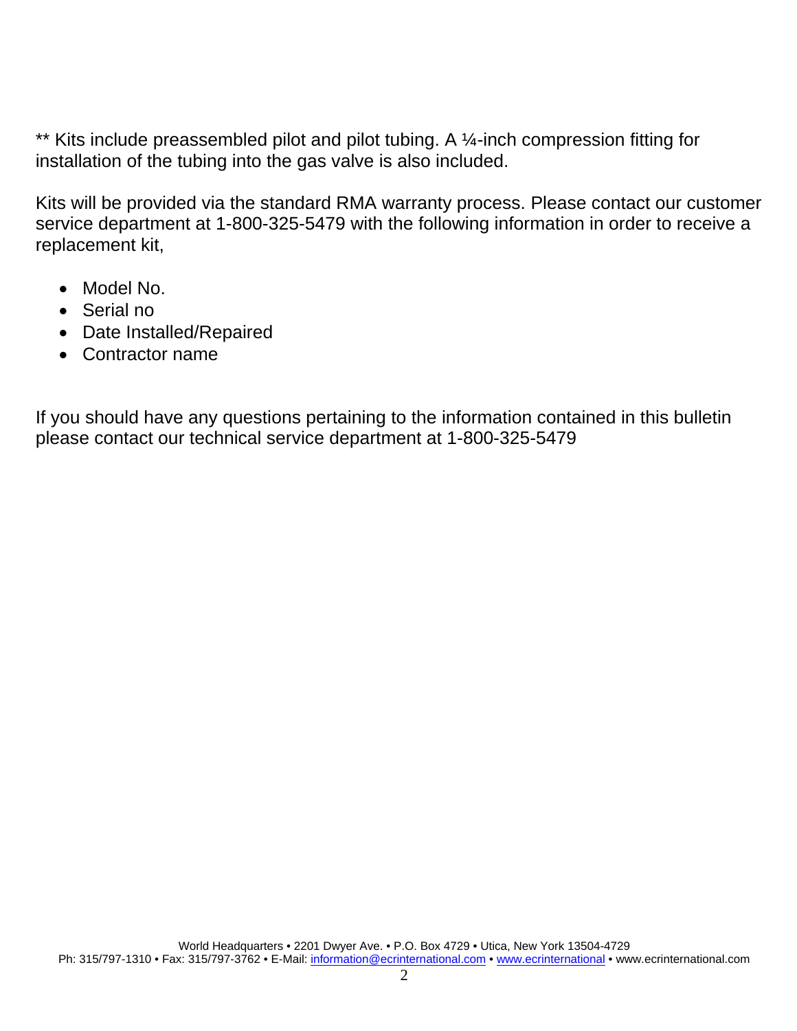** Kits include preassembled pilot and pilot tubing. A ¼-inch compression fitting for installation of the tubing into the gas valve is also included.

Kits will be provided via the standard RMA warranty process. Please contact our customer service department at 1-800-325-5479 with the following information in order to receive a replacement kit,

- Model No.
- Serial no
- Date Installed/Repaired
- Contractor name

If you should have any questions pertaining to the information contained in this bulletin please contact our technical service department at 1-800-325-5479